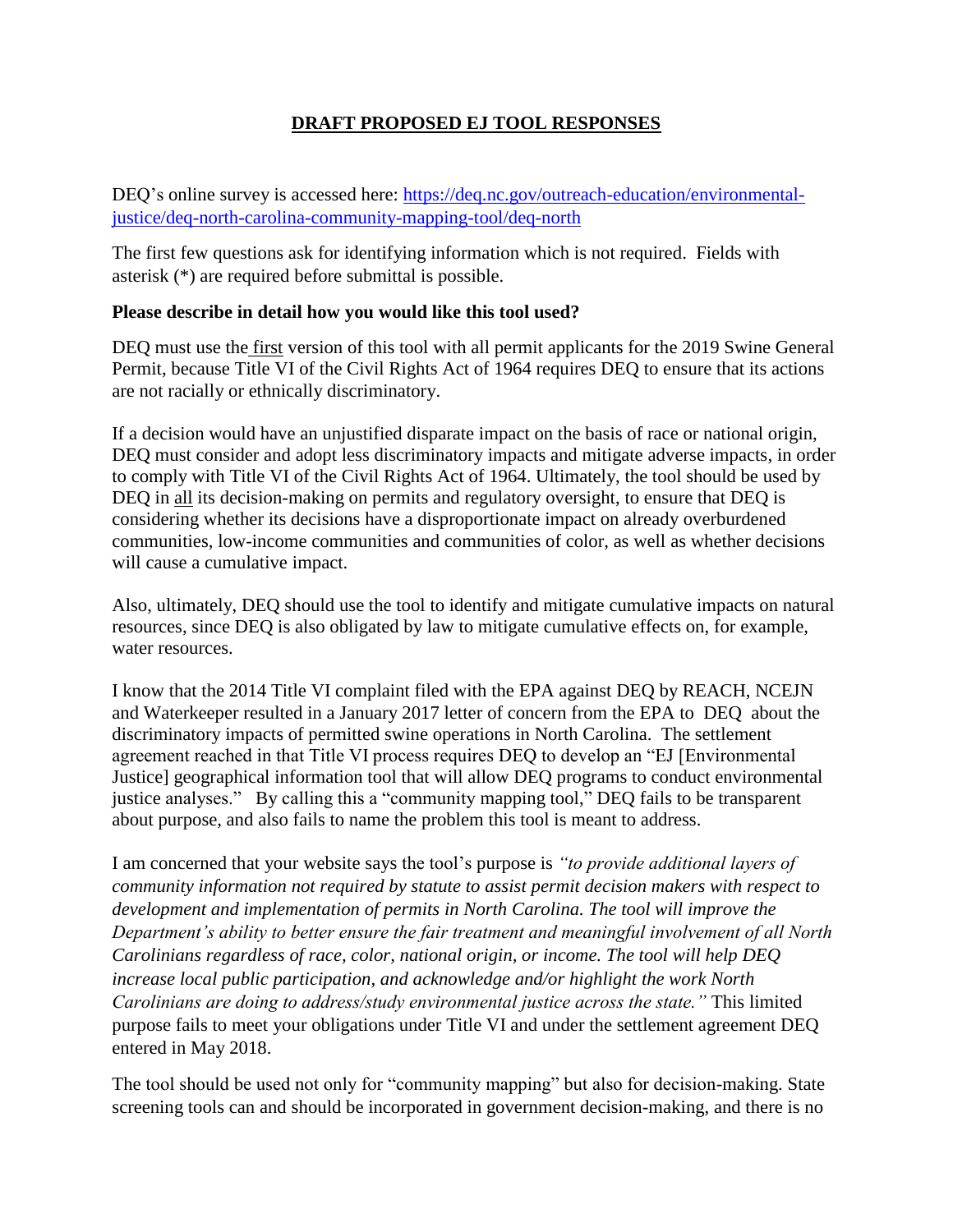# DRAFT PROPOSED EJ TOOL RESPONSES

DEQ's online survey is accessed here: [https://deq.nc.gov/outreach-education/environmental-justice/deq-north-carolina-community-mapping-tool/deq-north](https://deq.nc.gov/outreach-education/environmental-justice/deq-north-carolina-community-mapping-tool/deq-north)

The first few questions ask for identifying information which is not required. Fields with asterisk (*) are required before submittal is possible.

**Please describe in detail how you would like this tool used?**

DEQ must use the first version of this tool with all permit applicants for the 2019 Swine General Permit, because Title VI of the Civil Rights Act of 1964 requires DEQ to ensure that its actions are not racially or ethnically discriminatory.

If a decision would have an unjustified disparate impact on the basis of race or national origin, DEQ must consider and adopt less discriminatory impacts and mitigate adverse impacts, in order to comply with Title VI of the Civil Rights Act of 1964. Ultimately, the tool should be used by DEQ in all its decision-making on permits and regulatory oversight, to ensure that DEQ is considering whether its decisions have a disproportionate impact on already overburdened communities, low-income communities and communities of color, as well as whether decisions will cause a cumulative impact.

Also, ultimately, DEQ should use the tool to identify and mitigate cumulative impacts on natural resources, since DEQ is also obligated by law to mitigate cumulative effects on, for example, water resources.

I know that the 2014 Title VI complaint filed with the EPA against DEQ by REACH, NCEJN and Waterkeeper resulted in a January 2017 letter of concern from the EPA to DEQ about the discriminatory impacts of permitted swine operations in North Carolina. The settlement agreement reached in that Title VI process requires DEQ to develop an "EJ [Environmental Justice] geographical information tool that will allow DEQ programs to conduct environmental justice analyses." By calling this a "community mapping tool," DEQ fails to be transparent about purpose, and also fails to name the problem this tool is meant to address.

I am concerned that your website says the tool's purpose is *"to provide additional layers of community information not required by statute to assist permit decision makers with respect to development and implementation of permits in North Carolina. The tool will improve the Department's ability to better ensure the fair treatment and meaningful involvement of all North Carolinians regardless of race, color, national origin, or income. The tool will help DEQ increase local public participation, and acknowledge and/or highlight the work North Carolinians are doing to address/study environmental justice across the state."* This limited purpose fails to meet your obligations under Title VI and under the settlement agreement DEQ entered in May 2018.

The tool should be used not only for "community mapping" but also for decision-making. State screening tools can and should be incorporated in government decision-making, and there is no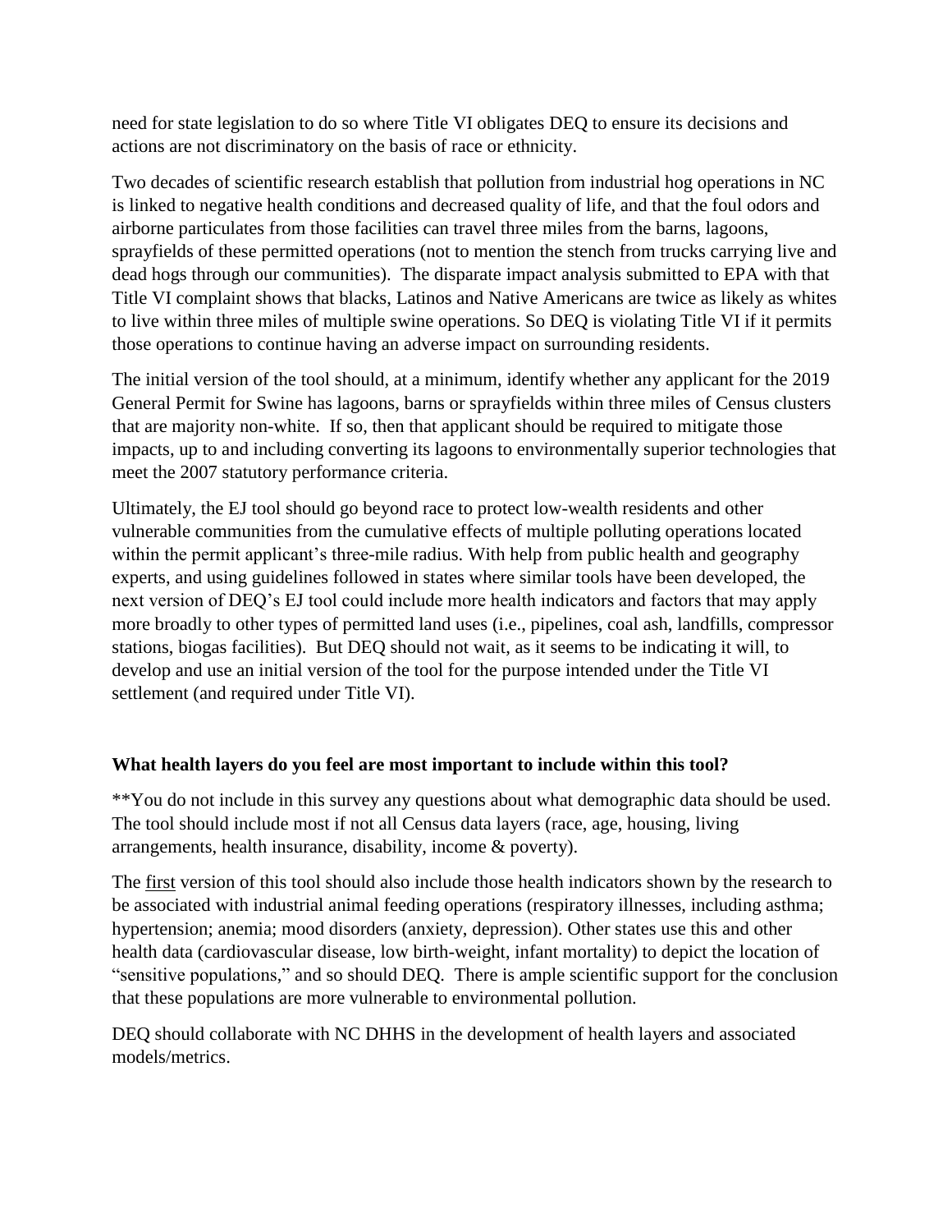need for state legislation to do so where Title VI obligates DEQ to ensure its decisions and actions are not discriminatory on the basis of race or ethnicity.

Two decades of scientific research establish that pollution from industrial hog operations in NC is linked to negative health conditions and decreased quality of life, and that the foul odors and airborne particulates from those facilities can travel three miles from the barns, lagoons, sprayfields of these permitted operations (not to mention the stench from trucks carrying live and dead hogs through our communities). The disparate impact analysis submitted to EPA with that Title VI complaint shows that blacks, Latinos and Native Americans are twice as likely as whites to live within three miles of multiple swine operations. So DEQ is violating Title VI if it permits those operations to continue having an adverse impact on surrounding residents.

The initial version of the tool should, at a minimum, identify whether any applicant for the 2019 General Permit for Swine has lagoons, barns or sprayfields within three miles of Census clusters that are majority non-white. If so, then that applicant should be required to mitigate those impacts, up to and including converting its lagoons to environmentally superior technologies that meet the 2007 statutory performance criteria.

Ultimately, the EJ tool should go beyond race to protect low-wealth residents and other vulnerable communities from the cumulative effects of multiple polluting operations located within the permit applicant's three-mile radius. With help from public health and geography experts, and using guidelines followed in states where similar tools have been developed, the next version of DEQ's EJ tool could include more health indicators and factors that may apply more broadly to other types of permitted land uses (i.e., pipelines, coal ash, landfills, compressor stations, biogas facilities). But DEQ should not wait, as it seems to be indicating it will, to develop and use an initial version of the tool for the purpose intended under the Title VI settlement (and required under Title VI).

**What health layers do you feel are most important to include within this tool?**

**You do not include in this survey any questions about what demographic data should be used. The tool should include most if not all Census data layers (race, age, housing, living arrangements, health insurance, disability, income & poverty).

The <u>first</u> version of this tool should also include those health indicators shown by the research to be associated with industrial animal feeding operations (respiratory illnesses, including asthma; hypertension; anemia; mood disorders (anxiety, depression). Other states use this and other health data (cardiovascular disease, low birth-weight, infant mortality) to depict the location of "sensitive populations," and so should DEQ. There is ample scientific support for the conclusion that these populations are more vulnerable to environmental pollution.

DEQ should collaborate with NC DHHS in the development of health layers and associated models/metrics.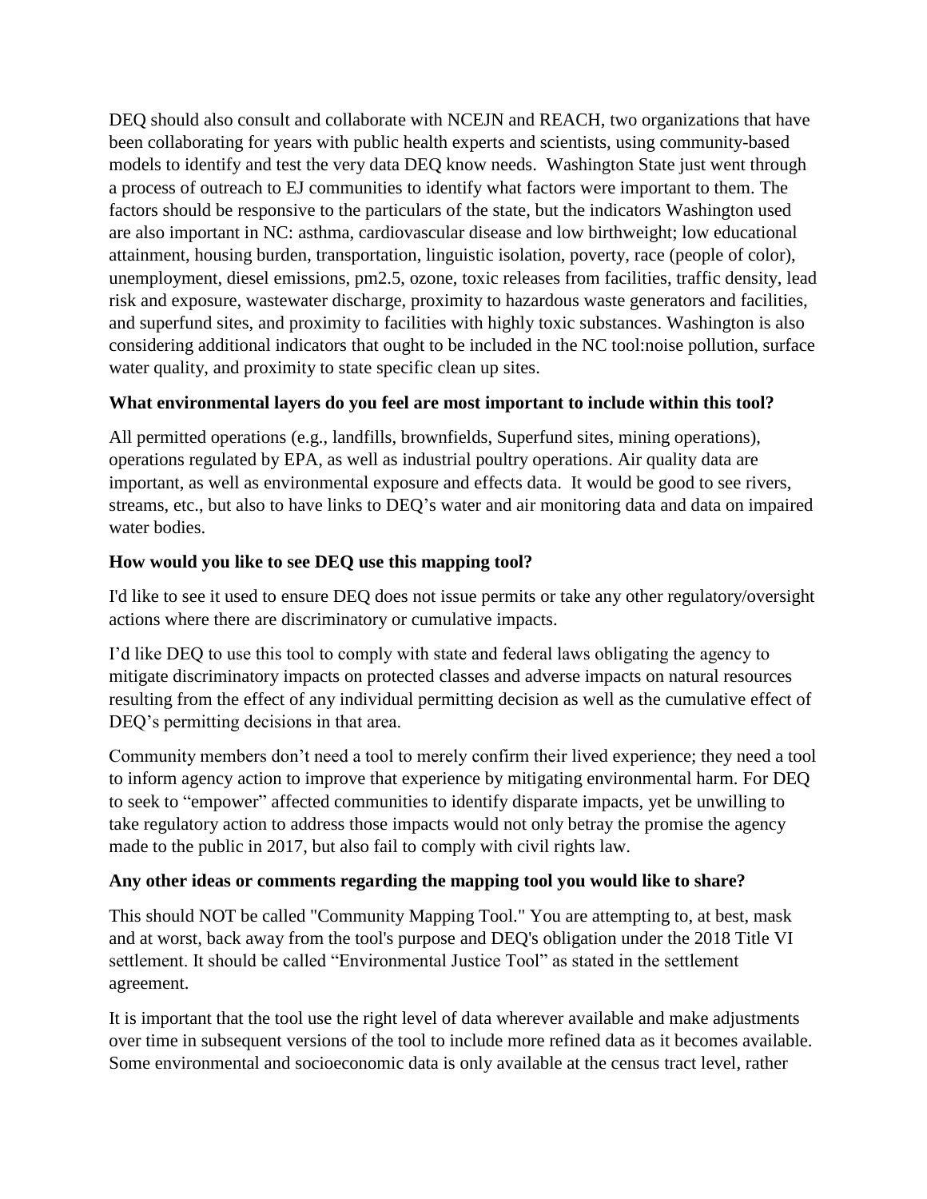DEQ should also consult and collaborate with NCEJN and REACH, two organizations that have been collaborating for years with public health experts and scientists, using community-based models to identify and test the very data DEQ know needs. Washington State just went through a process of outreach to EJ communities to identify what factors were important to them. The factors should be responsive to the particulars of the state, but the indicators Washington used are also important in NC: asthma, cardiovascular disease and low birthweight; low educational attainment, housing burden, transportation, linguistic isolation, poverty, race (people of color), unemployment, diesel emissions, pm2.5, ozone, toxic releases from facilities, traffic density, lead risk and exposure, wastewater discharge, proximity to hazardous waste generators and facilities, and superfund sites, and proximity to facilities with highly toxic substances. Washington is also considering additional indicators that ought to be included in the NC tool:noise pollution, surface water quality, and proximity to state specific clean up sites.

**What environmental layers do you feel are most important to include within this tool?**

All permitted operations (e.g., landfills, brownfields, Superfund sites, mining operations), operations regulated by EPA, as well as industrial poultry operations. Air quality data are important, as well as environmental exposure and effects data. It would be good to see rivers, streams, etc., but also to have links to DEQ's water and air monitoring data and data on impaired water bodies.

**How would you like to see DEQ use this mapping tool?**

I'd like to see it used to ensure DEQ does not issue permits or take any other regulatory/oversight actions where there are discriminatory or cumulative impacts.

I'd like DEQ to use this tool to comply with state and federal laws obligating the agency to mitigate discriminatory impacts on protected classes and adverse impacts on natural resources resulting from the effect of any individual permitting decision as well as the cumulative effect of DEQ's permitting decisions in that area.

Community members don't need a tool to merely confirm their lived experience; they need a tool to inform agency action to improve that experience by mitigating environmental harm. For DEQ to seek to "empower" affected communities to identify disparate impacts, yet be unwilling to take regulatory action to address those impacts would not only betray the promise the agency made to the public in 2017, but also fail to comply with civil rights law.

**Any other ideas or comments regarding the mapping tool you would like to share?**

This should NOT be called "Community Mapping Tool." You are attempting to, at best, mask and at worst, back away from the tool's purpose and DEQ's obligation under the 2018 Title VI settlement. It should be called "Environmental Justice Tool" as stated in the settlement agreement.

It is important that the tool use the right level of data wherever available and make adjustments over time in subsequent versions of the tool to include more refined data as it becomes available. Some environmental and socioeconomic data is only available at the census tract level, rather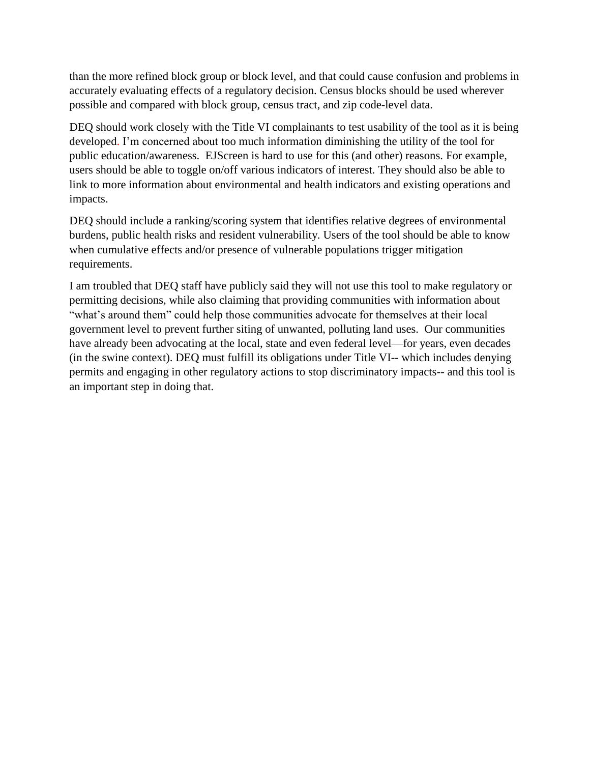than the more refined block group or block level, and that could cause confusion and problems in accurately evaluating effects of a regulatory decision. Census blocks should be used wherever possible and compared with block group, census tract, and zip code-level data.

DEQ should work closely with the Title VI complainants to test usability of the tool as it is being developed. I'm concerned about too much information diminishing the utility of the tool for public education/awareness. EJScreen is hard to use for this (and other) reasons. For example, users should be able to toggle on/off various indicators of interest. They should also be able to link to more information about environmental and health indicators and existing operations and impacts.

DEQ should include a ranking/scoring system that identifies relative degrees of environmental burdens, public health risks and resident vulnerability. Users of the tool should be able to know when cumulative effects and/or presence of vulnerable populations trigger mitigation requirements.

I am troubled that DEQ staff have publicly said they will not use this tool to make regulatory or permitting decisions, while also claiming that providing communities with information about "what's around them" could help those communities advocate for themselves at their local government level to prevent further siting of unwanted, polluting land uses. Our communities have already been advocating at the local, state and even federal level—for years, even decades (in the swine context). DEQ must fulfill its obligations under Title VI-- which includes denying permits and engaging in other regulatory actions to stop discriminatory impacts-- and this tool is an important step in doing that.